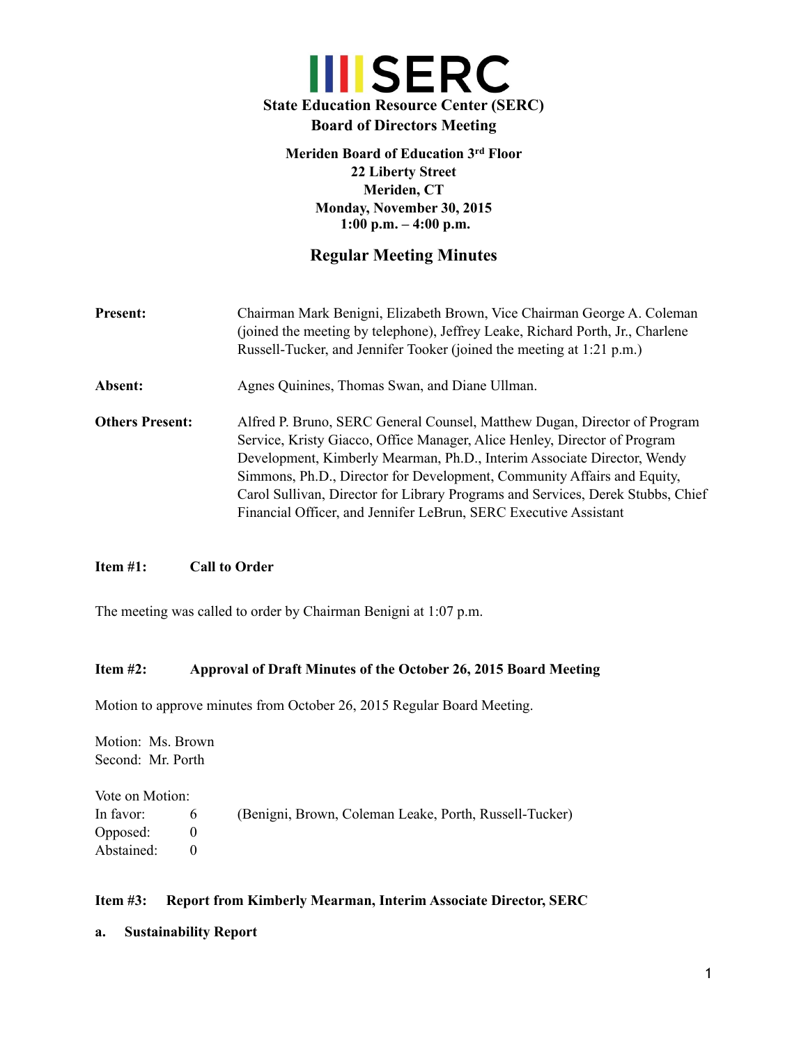# State Education Resource Center (SERC)

## Board of Directors Meeting

**Meriden Board of Education 3rd Floor**
**22 Liberty Street**
**Meriden, CT**
**Monday, November 30, 2015**
**1:00 p.m. – 4:00 p.m.**

## Regular Meeting Minutes

**Present:** Chairman Mark Benigni, Elizabeth Brown, Vice Chairman George A. Coleman (joined the meeting by telephone), Jeffrey Leake, Richard Porth, Jr., Charlene Russell-Tucker, and Jennifer Tooker (joined the meeting at 1:21 p.m.)

**Absent:** Agnes Quinines, Thomas Swan, and Diane Ullman.

**Others Present:** Alfred P. Bruno, SERC General Counsel, Matthew Dugan, Director of Program Service, Kristy Giacco, Office Manager, Alice Henley, Director of Program Development, Kimberly Mearman, Ph.D., Interim Associate Director, Wendy Simmons, Ph.D., Director for Development, Community Affairs and Equity, Carol Sullivan, Director for Library Programs and Services, Derek Stubbs, Chief Financial Officer, and Jennifer LeBrun, SERC Executive Assistant

### Item #1: Call to Order

The meeting was called to order by Chairman Benigni at 1:07 p.m.

### Item #2: Approval of Draft Minutes of the October 26, 2015 Board Meeting

Motion to approve minutes from October 26, 2015 Regular Board Meeting.

Motion: Ms. Brown
Second: Mr. Porth

Vote on Motion:

| | | |
|---|---|---|
| In favor: | 6 | (Benigni, Brown, Coleman Leake, Porth, Russell-Tucker) |
| Opposed: | 0 | |
| Abstained: | 0 | |

### Item #3: Report from Kimberly Mearman, Interim Associate Director, SERC

**a. Sustainability Report**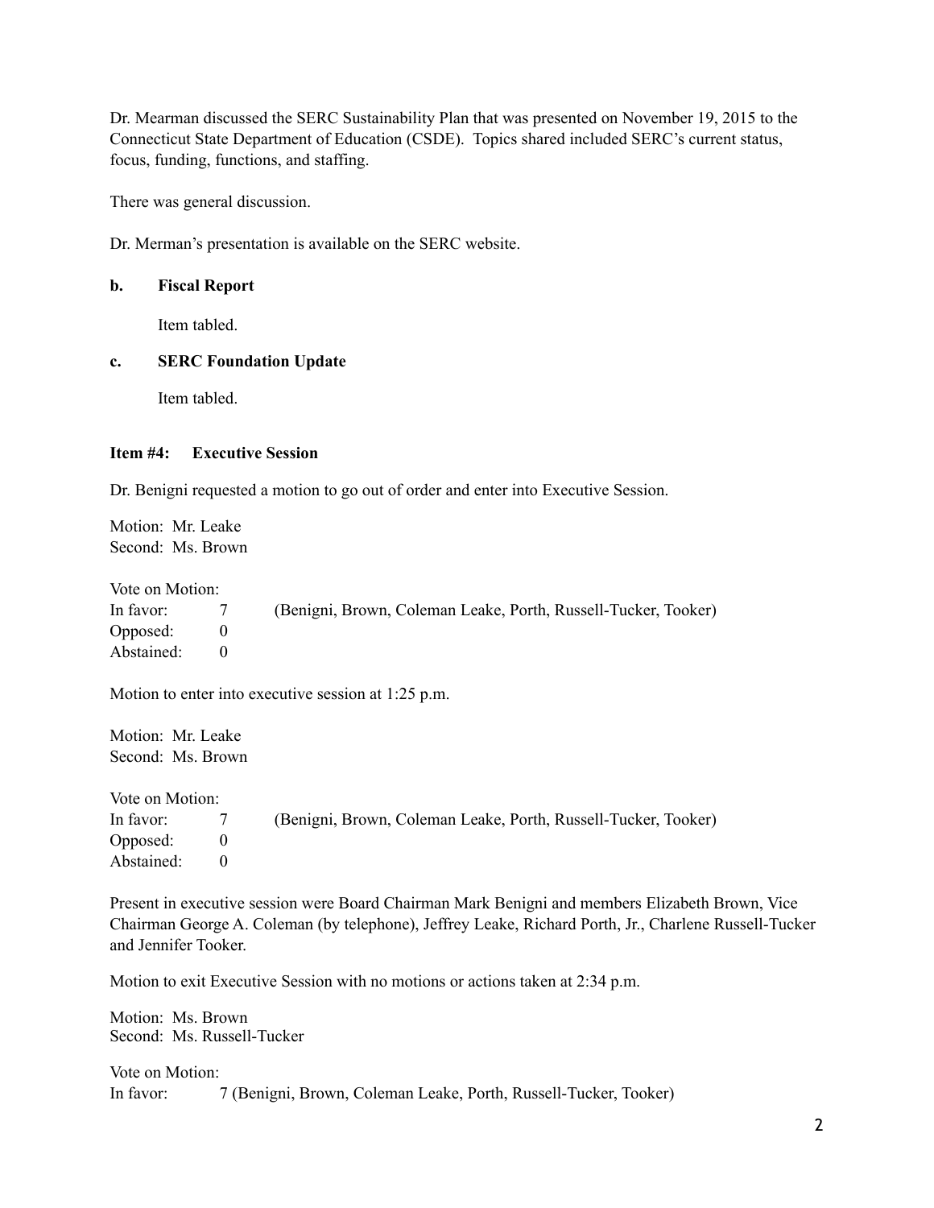Dr. Mearman discussed the SERC Sustainability Plan that was presented on November 19, 2015 to the Connecticut State Department of Education (CSDE). Topics shared included SERC's current status, focus, funding, functions, and staffing.

There was general discussion.

Dr. Merman's presentation is available on the SERC website.

**b. Fiscal Report**

Item tabled.

**c. SERC Foundation Update**

Item tabled.

**Item #4: Executive Session**

Dr. Benigni requested a motion to go out of order and enter into Executive Session.

Motion: Mr. Leake
Second: Ms. Brown

Vote on Motion:
In favor: 7 (Benigni, Brown, Coleman Leake, Porth, Russell-Tucker, Tooker)
Opposed: 0
Abstained: 0

Motion to enter into executive session at 1:25 p.m.

Motion: Mr. Leake
Second: Ms. Brown

Vote on Motion:
In favor: 7 (Benigni, Brown, Coleman Leake, Porth, Russell-Tucker, Tooker)
Opposed: 0
Abstained: 0

Present in executive session were Board Chairman Mark Benigni and members Elizabeth Brown, Vice Chairman George A. Coleman (by telephone), Jeffrey Leake, Richard Porth, Jr., Charlene Russell-Tucker and Jennifer Tooker.

Motion to exit Executive Session with no motions or actions taken at 2:34 p.m.

Motion: Ms. Brown
Second: Ms. Russell-Tucker

Vote on Motion:
In favor: 7 (Benigni, Brown, Coleman Leake, Porth, Russell-Tucker, Tooker)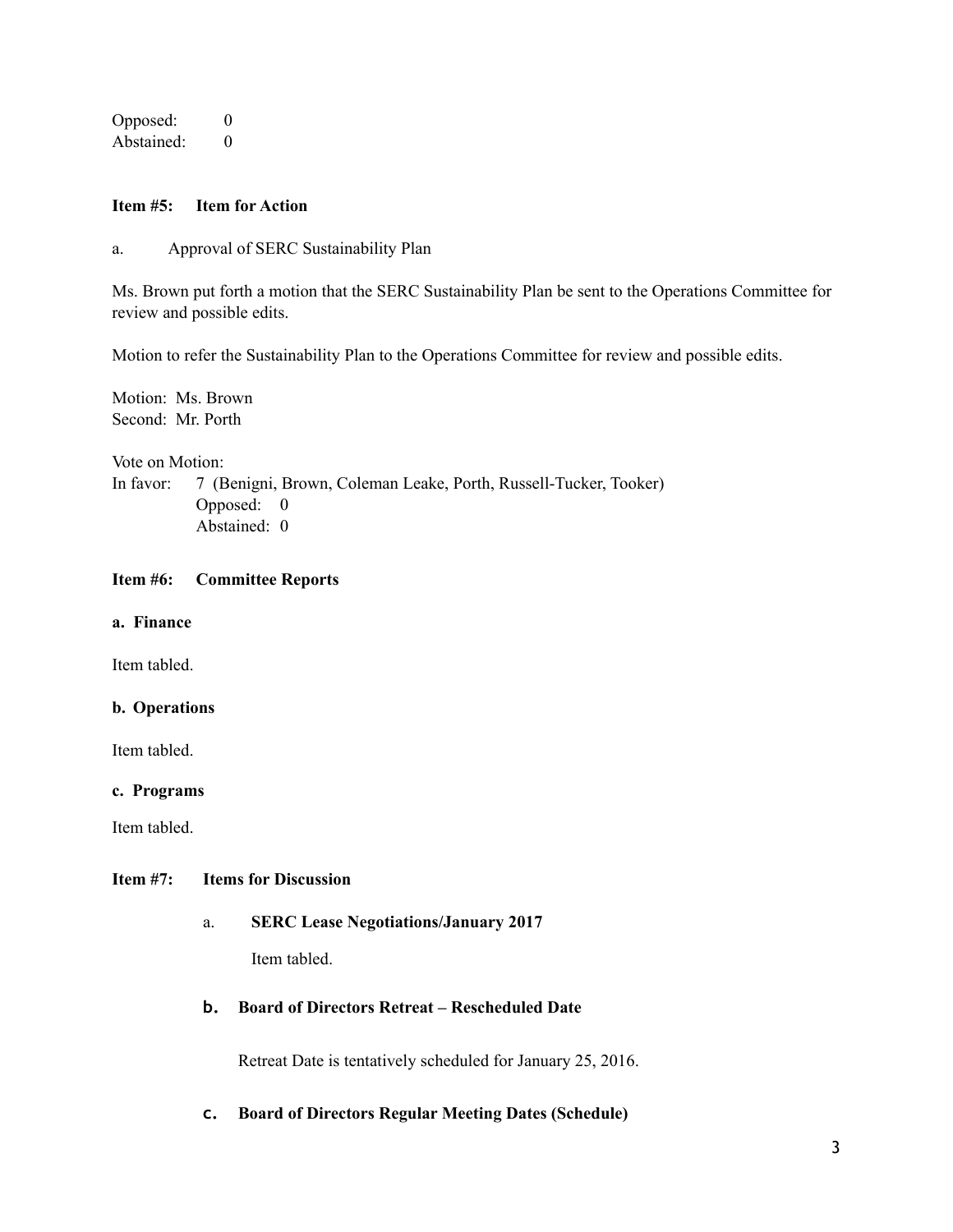Opposed: 0
Abstained: 0

**Item #5: Item for Action**

a. Approval of SERC Sustainability Plan

Ms. Brown put forth a motion that the SERC Sustainability Plan be sent to the Operations Committee for review and possible edits.

Motion to refer the Sustainability Plan to the Operations Committee for review and possible edits.

Motion: Ms. Brown
Second: Mr. Porth

Vote on Motion:
In favor: 7 (Benigni, Brown, Coleman Leake, Porth, Russell-Tucker, Tooker)
Opposed: 0
Abstained: 0

**Item #6: Committee Reports**

**a. Finance**

Item tabled.

**b. Operations**

Item tabled.

**c. Programs**

Item tabled.

**Item #7: Items for Discussion**

a. **SERC Lease Negotiations/January 2017**

Item tabled.

b. **Board of Directors Retreat – Rescheduled Date**

Retreat Date is tentatively scheduled for January 25, 2016.

c. **Board of Directors Regular Meeting Dates (Schedule)**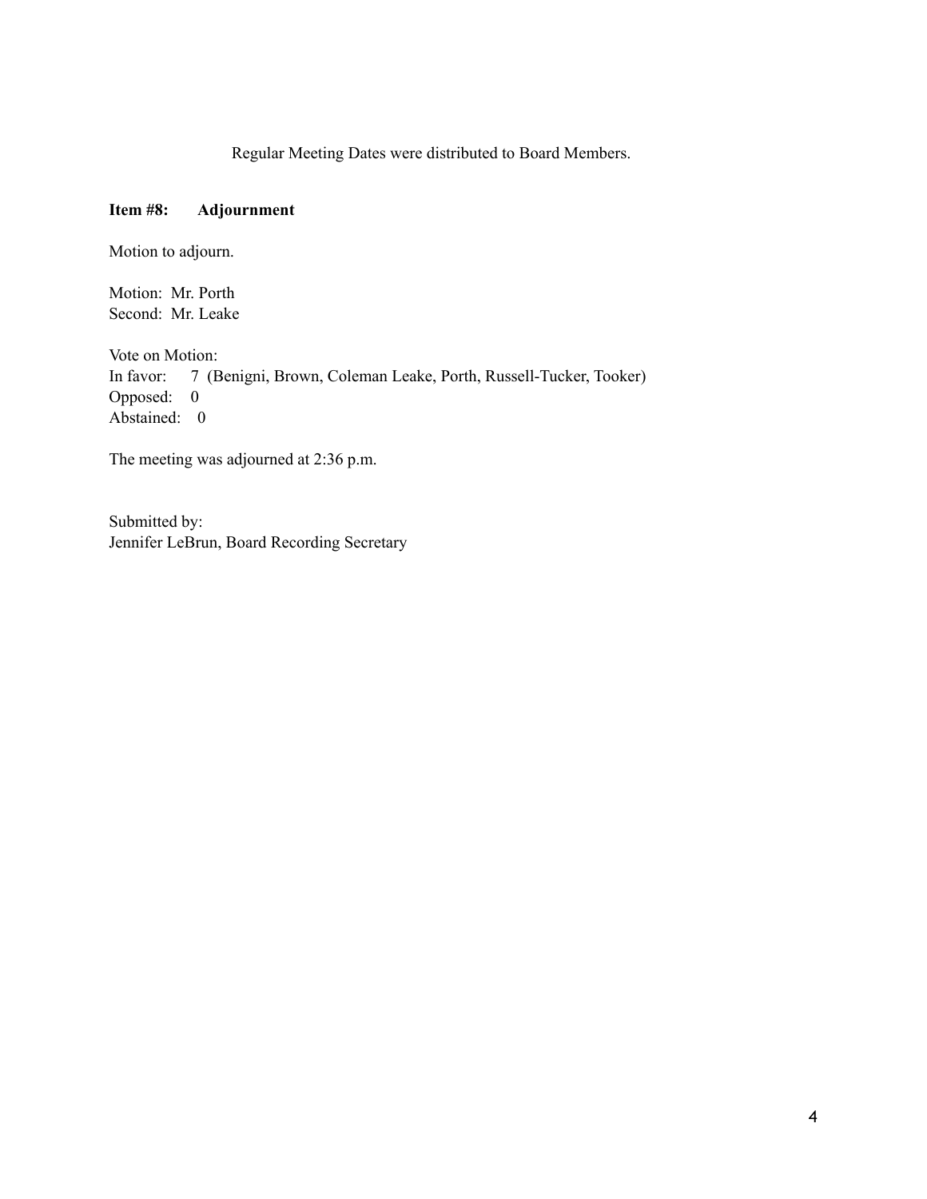Regular Meeting Dates were distributed to Board Members.

**Item #8: Adjournment**

Motion to adjourn.

Motion: Mr. Porth
Second: Mr. Leake

Vote on Motion:
In favor: 7 (Benigni, Brown, Coleman Leake, Porth, Russell-Tucker, Tooker)
Opposed: 0
Abstained: 0

The meeting was adjourned at 2:36 p.m.

Submitted by:
Jennifer LeBrun, Board Recording Secretary